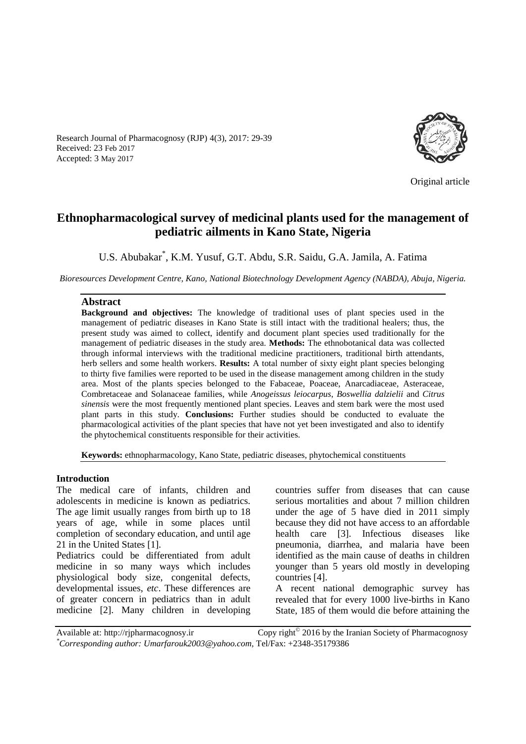Research Journal of Pharmacognosy (RJP) 4(3), 2017: 29-39
Received: 23 Feb 2017
Accepted: 3 May 2017

Original article

# Ethnopharmacological survey of medicinal plants used for the management of pediatric ailments in Kano State, Nigeria

U.S. Abubakar[*], K.M. Yusuf, G.T. Abdu, S.R. Saidu, G.A. Jamila, A. Fatima

*Bioresources Development Centre, Kano, National Biotechnology Development Agency (NABDA), Abuja, Nigeria.*

## Abstract

**Background and objectives:** The knowledge of traditional uses of plant species used in the management of pediatric diseases in Kano State is still intact with the traditional healers; thus, the present study was aimed to collect, identify and document plant species used traditionally for the management of pediatric diseases in the study area. **Methods:** The ethnobotanical data was collected through informal interviews with the traditional medicine practitioners, traditional birth attendants, herb sellers and some health workers. **Results:** A total number of sixty eight plant species belonging to thirty five families were reported to be used in the disease management among children in the study area. Most of the plants species belonged to the Fabaceae, Poaceae, Anarcadiaceae, Asteraceae, Combretaceae and Solanaceae families, while *Anogeissus leiocarpus*, *Boswellia dalzielii* and *Citrus sinensis* were the most frequently mentioned plant species. Leaves and stem bark were the most used plant parts in this study. **Conclusions:** Further studies should be conducted to evaluate the pharmacological activities of the plant species that have not yet been investigated and also to identify the phytochemical constituents responsible for their activities.

**Keywords:** ethnopharmacology, Kano State, pediatric diseases, phytochemical constituents

## Introduction

The medical care of infants, children and adolescents in medicine is known as pediatrics. The age limit usually ranges from birth up to 18 years of age, while in some places until completion of secondary education, and until age 21 in the United States [1].

Pediatrics could be differentiated from adult medicine in so many ways which includes physiological body size, congenital defects, developmental issues, *etc*. These differences are of greater concern in pediatrics than in adult medicine [2]. Many children in developing countries suffer from diseases that can cause serious mortalities and about 7 million children under the age of 5 have died in 2011 simply because they did not have access to an affordable health care [3]. Infectious diseases like pneumonia, diarrhea, and malaria have been identified as the main cause of deaths in children younger than 5 years old mostly in developing countries [4].

A recent national demographic survey has revealed that for every 1000 live-births in Kano State, 185 of them would die before attaining the

Available at: http://rjpharmacognosy.ir Copy right© 2016 by the Iranian Society of Pharmacognosy
[*]*Corresponding author: Umarfarouk2003@yahoo.com,* Tel/Fax: +2348-35179386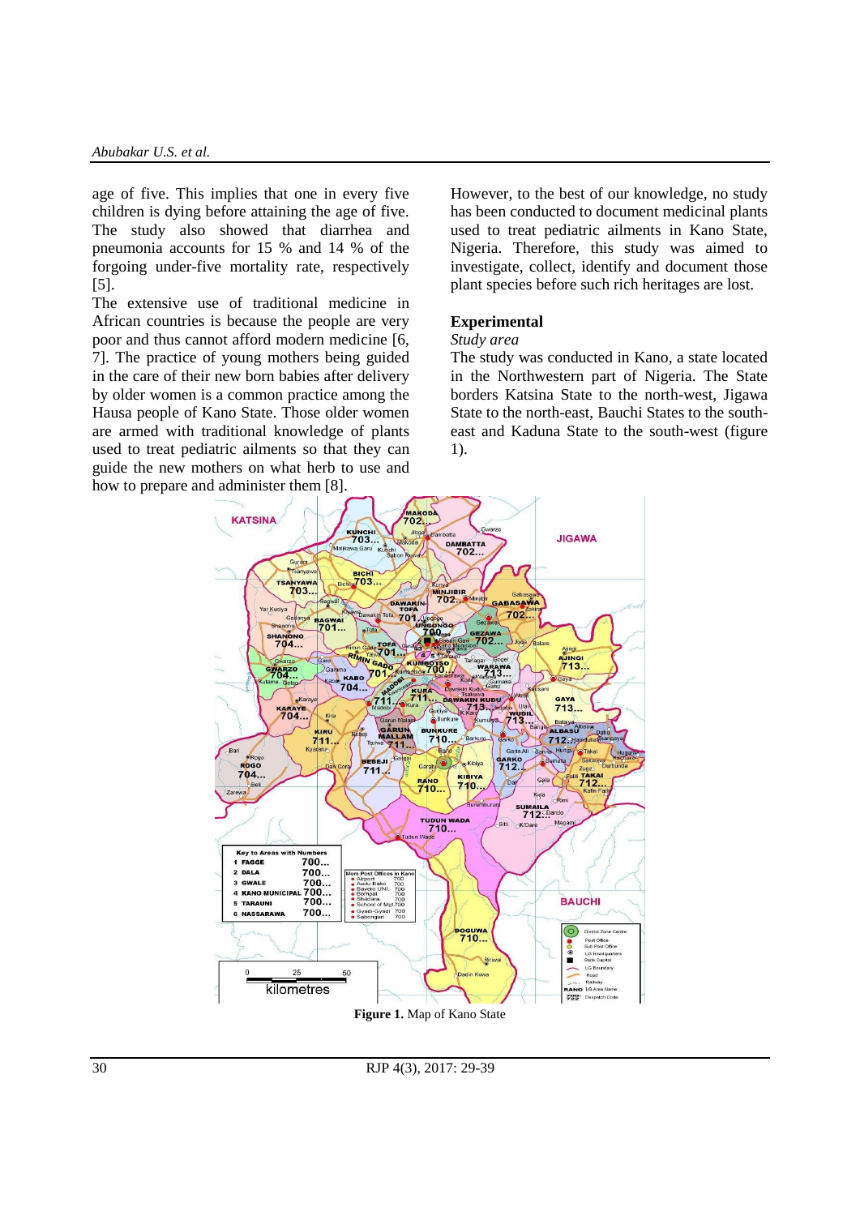age of five. This implies that one in every five children is dying before attaining the age of five. The study also showed that diarrhea and pneumonia accounts for 15 % and 14 % of the forgoing under-five mortality rate, respectively [5].

The extensive use of traditional medicine in African countries is because the people are very poor and thus cannot afford modern medicine [6, 7]. The practice of young mothers being guided in the care of their new born babies after delivery by older women is a common practice among the Hausa people of Kano State. Those older women are armed with traditional knowledge of plants used to treat pediatric ailments so that they can guide the new mothers on what herb to use and how to prepare and administer them [8].

However, to the best of our knowledge, no study has been conducted to document medicinal plants used to treat pediatric ailments in Kano State, Nigeria. Therefore, this study was aimed to investigate, collect, identify and document those plant species before such rich heritages are lost.

## Experimental

*Study area*

The study was conducted in Kano, a state located in the Northwestern part of Nigeria. The State borders Katsina State to the north-west, Jigawa State to the north-east, Bauchi States to the south-east and Kaduna State to the south-west (figure 1).

**Figure 1.** Map of Kano State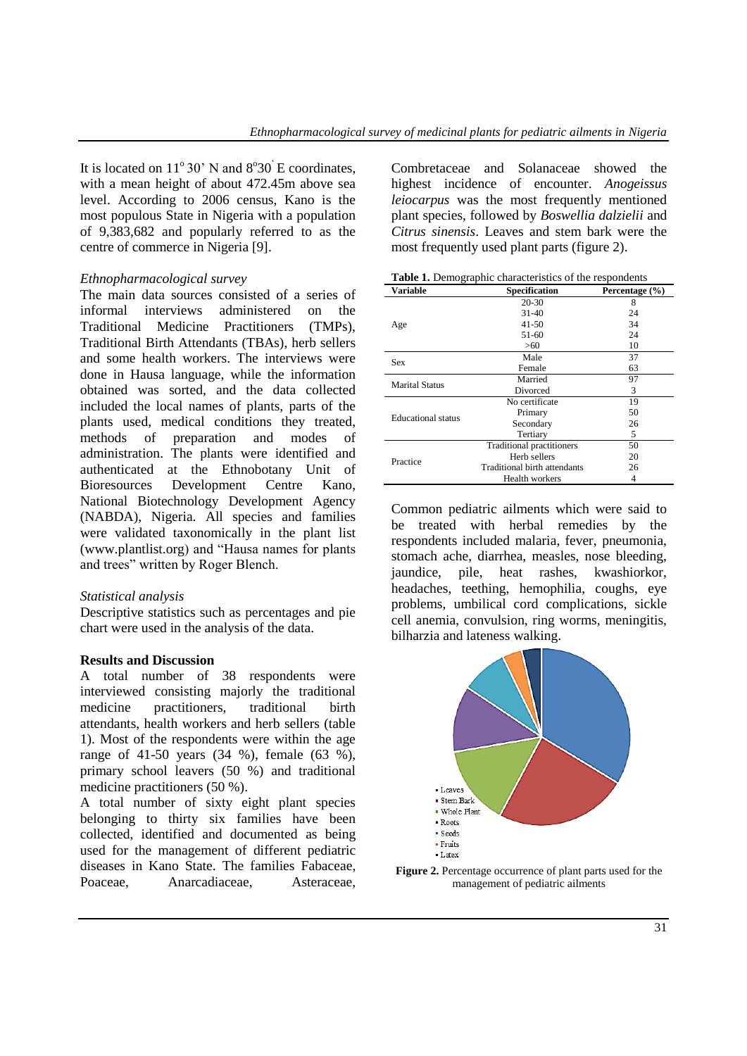It is located on $11^o 30'$ N and $8^o30'$ E coordinates, with a mean height of about 472.45m above sea level. According to 2006 census, Kano is the most populous State in Nigeria with a population of 9,383,682 and popularly referred to as the centre of commerce in Nigeria [9].

*Ethnopharmacological survey*

The main data sources consisted of a series of informal interviews administered on the Traditional Medicine Practitioners (TMPs), Traditional Birth Attendants (TBAs), herb sellers and some health workers. The interviews were done in Hausa language, while the information obtained was sorted, and the data collected included the local names of plants, parts of the plants used, medical conditions they treated, methods of preparation and modes of administration. The plants were identified and authenticated at the Ethnobotany Unit of Bioresources Development Centre Kano, National Biotechnology Development Agency (NABDA), Nigeria. All species and families were validated taxonomically in the plant list (www.plantlist.org) and "Hausa names for plants and trees" written by Roger Blench.

*Statistical analysis*

Descriptive statistics such as percentages and pie chart were used in the analysis of the data.

**Results and Discussion**

A total number of 38 respondents were interviewed consisting majorly the traditional medicine practitioners, traditional birth attendants, health workers and herb sellers (table 1). Most of the respondents were within the age range of 41-50 years (34 %), female (63 %), primary school leavers (50 %) and traditional medicine practitioners (50 %).

A total number of sixty eight plant species belonging to thirty six families have been collected, identified and documented as being used for the management of different pediatric diseases in Kano State. The families Fabaceae, Poaceae, Anarcadiaceae, Asteraceae, Combretaceae and Solanaceae showed the highest incidence of encounter. *Anogeissus leiocarpus* was the most frequently mentioned plant species, followed by *Boswellia dalzielii* and *Citrus sinensis*. Leaves and stem bark were the most frequently used plant parts (figure 2).

**Table 1.** Demographic characteristics of the respondents

| Variable | Specification | Percentage (%) |
|---|---|---|
| Age | 20-30 | 8 |
| | 31-40 | 24 |
| | 41-50 | 34 |
| | 51-60 | 24 |
| | >60 | 10 |
| Sex | Male | 37 |
| | Female | 63 |
| Marital Status | Married | 97 |
| | Divorced | 3 |
| Educational status | No certificate | 19 |
| | Primary | 50 |
| | Secondary | 26 |
| | Tertiary | 5 |
| Practice | Traditional practitioners | 50 |
| | Herb sellers | 20 |
| | Traditional birth attendants | 26 |
| | Health workers | 4 |

Common pediatric ailments which were said to be treated with herbal remedies by the respondents included malaria, fever, pneumonia, stomach ache, diarrhea, measles, nose bleeding, jaundice, pile, heat rashes, kwashiorkor, headaches, teething, hemophilia, coughs, eye problems, umbilical cord complications, sickle cell anemia, convulsion, ring worms, meningitis, bilharzia and lateness walking.

- Leaves
- Stem Bark
- Whole Plant
- Roots
- Seeds
- Fruits
- Latex

**Figure 2.** Percentage occurrence of plant parts used for the management of pediatric ailments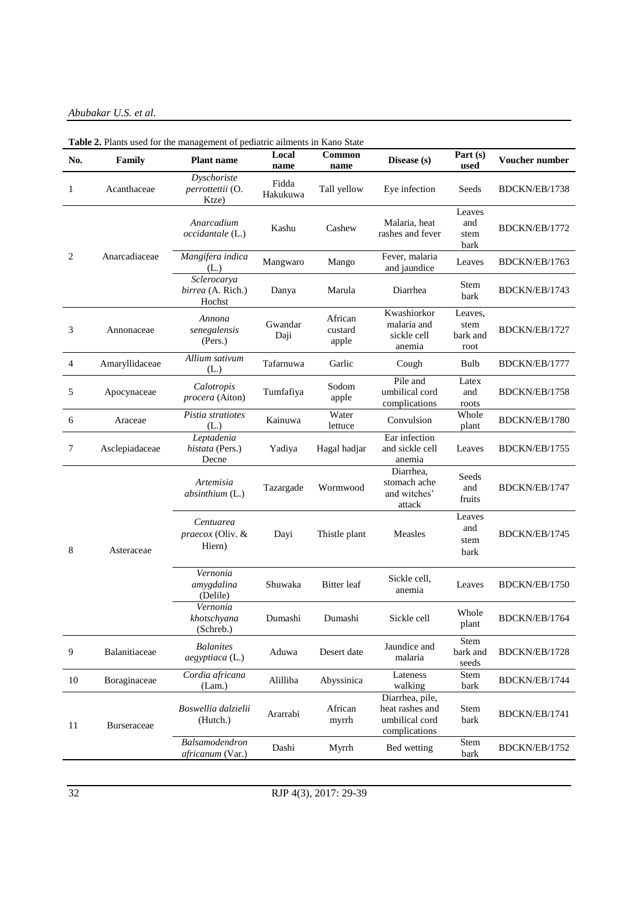**Table 2.** Plants used for the management of pediatric ailments in Kano State

| No. | Family | Plant name | Local name | Common name | Disease (s) | Part (s) used | Voucher number |
|---|---|---|---|---|---|---|---|
| 1 | Acanthaceae | *Dyschoriste perrottettii* (O. Ktze) | Fidda Hakukuwa | Tall yellow | Eye infection | Seeds | BDCKN/EB/1738 |
| 2 | Anarcadiaceae | *Anarcadium occidantale* (L.) | Kashu | Cashew | Malaria, heat rashes and fever | Leaves and stem bark | BDCKN/EB/1772 |
| | | *Mangifera indica* (L.) | Mangwaro | Mango | Fever, malaria and jaundice | Leaves | BDCKN/EB/1763 |
| | | *Sclerocarya birrea* (A. Rich.) Hochst | Danya | Marula | Diarrhea | Stem bark | BDCKN/EB/1743 |
| 3 | Annonaceae | *Annona senegalensis* (Pers.) | Gwandar Daji | African custard apple | Kwashiorkor malaria and sickle cell anemia | Leaves, stem bark and root | BDCKN/EB/1727 |
| 4 | Amaryllidaceae | *Allium sativum* (L.) | Tafarnuwa | Garlic | Cough | Bulb | BDCKN/EB/1777 |
| 5 | Apocynaceae | *Calotropis procera* (Aiton) | Tumfafiya | Sodom apple | Pile and umbilical cord complications | Latex and roots | BDCKN/EB/1758 |
| 6 | Araceae | *Pistia stratiotes* (L.) | Kainuwa | Water lettuce | Convulsion | Whole plant | BDCKN/EB/1780 |
| 7 | Asclepiadaceae | *Leptadenia histata* (Pers.) Decne | Yadiya | Hagal hadjar | Ear infection and sickle cell anemia | Leaves | BDCKN/EB/1755 |
| 8 | Asteraceae | *Artemisia absinthium* (L.) | Tazargade | Wormwood | Diarrhea, stomach ache and witches' attack | Seeds and fruits | BDCKN/EB/1747 |
| | | *Centuarea praecox* (Oliv. & Hiern) | Dayi | Thistle plant | Measles | Leaves and stem bark | BDCKN/EB/1745 |
| | | *Vernonia amygdalina* (Delile) | Shuwaka | Bitter leaf | Sickle cell, anemia | Leaves | BDCKN/EB/1750 |
| | | *Vernonia khotschyana* (Schreb.) | Dumashi | Dumashi | Sickle cell | Whole plant | BDCKN/EB/1764 |
| 9 | Balanitiaceae | *Balanites aegyptiaca* (L.) | Aduwa | Desert date | Jaundice and malaria | Stem bark and seeds | BDCKN/EB/1728 |
| 10 | Boraginaceae | *Cordia africana* (Lam.) | Alilliba | Abyssinica | Lateness walking | Stem bark | BDCKN/EB/1744 |
| 11 | Burseraceae | *Boswellia dalzielii* (Hutch.) | Ararrabi | African myrrh | Diarrhea, pile, heat rashes and umbilical cord complications | Stem bark | BDCKN/EB/1741 |
| | | *Balsamodendron africanum* (Var.) | Dashi | Myrrh | Bed wetting | Stem bark | BDCKN/EB/1752 |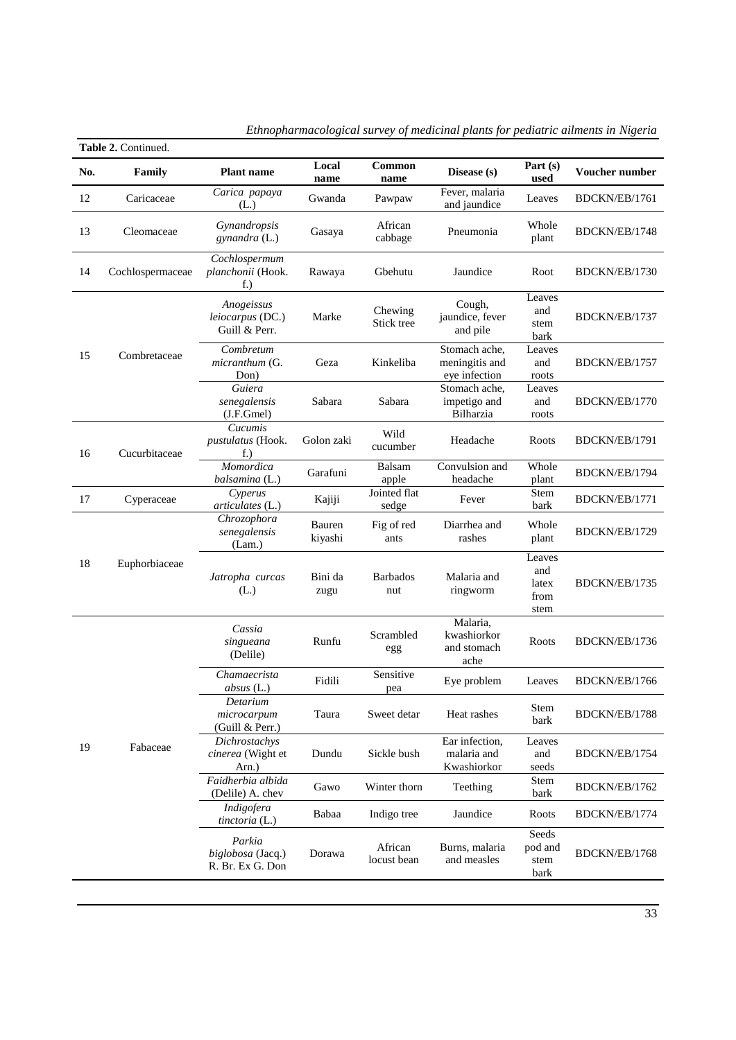**Table 2.** Continued.

| No. | Family | Plant name | Local name | Common name | Disease (s) | Part (s) used | Voucher number |
|---|---|---|---|---|---|---|---|
| 12 | Caricaceae | *Carica papaya* (L.) | Gwanda | Pawpaw | Fever, malaria and jaundice | Leaves | BDCKN/EB/1761 |
| 13 | Cleomaceae | *Gynandropsis gynandra* (L.) | Gasaya | African cabbage | Pneumonia | Whole plant | BDCKN/EB/1748 |
| 14 | Cochlospermaceae | *Cochlospermum planchonii* (Hook. f.) | Rawaya | Gbehutu | Jaundice | Root | BDCKN/EB/1730 |
| 15 | Combretaceae | *Anogeissus leiocarpus* (DC.) Guill & Perr. | Marke | Chewing Stick tree | Cough, jaundice, fever and pile | Leaves and stem bark | BDCKN/EB/1737 |
| | | *Combretum micranthum* (G. Don) | Geza | Kinkeliba | Stomach ache, meningitis and eye infection | Leaves and roots | BDCKN/EB/1757 |
| | | *Guiera senegalensis* (J.F.Gmel) | Sabara | Sabara | Stomach ache, impetigo and Bilharzia | Leaves and roots | BDCKN/EB/1770 |
| 16 | Cucurbitaceae | *Cucumis pustulatus* (Hook. f.) | Golon zaki | Wild cucumber | Headache | Roots | BDCKN/EB/1791 |
| | | *Momordica balsamina* (L.) | Garafuni | Balsam apple | Convulsion and headache | Whole plant | BDCKN/EB/1794 |
| 17 | Cyperaceae | *Cyperus articulates* (L.) | Kajiji | Jointed flat sedge | Fever | Stem bark | BDCKN/EB/1771 |
| 18 | Euphorbiaceae | *Chrozophora senegalensis* (Lam.) | Bauren kiyashi | Fig of red ants | Diarrhea and rashes | Whole plant | BDCKN/EB/1729 |
| | | *Jatropha curcas* (L.) | Bini da zugu | Barbados nut | Malaria and ringworm | Leaves and latex from stem | BDCKN/EB/1735 |
| 19 | Fabaceae | *Cassia singueana* (Delile) | Runfu | Scrambled egg | Malaria, kwashiorkor and stomach ache | Roots | BDCKN/EB/1736 |
| | | *Chamaecrista absus* (L.) | Fidili | Sensitive pea | Eye problem | Leaves | BDCKN/EB/1766 |
| | | *Detarium microcarpum* (Guill & Perr.) | Taura | Sweet detar | Heat rashes | Stem bark | BDCKN/EB/1788 |
| | | *Dichrostachys cinerea* (Wight et Arn.) | Dundu | Sickle bush | Ear infection, malaria and Kwashiorkor | Leaves and seeds | BDCKN/EB/1754 |
| | | *Faidherbia albida* (Delile) A. chev | Gawo | Winter thorn | Teething | Stem bark | BDCKN/EB/1762 |
| | | *Indigofera tinctoria* (L.) | Babaa | Indigo tree | Jaundice | Roots | BDCKN/EB/1774 |
| | | *Parkia biglobosa* (Jacq.) R. Br. Ex G. Don | Dorawa | African locust bean | Burns, malaria and measles | Seeds pod and stem bark | BDCKN/EB/1768 |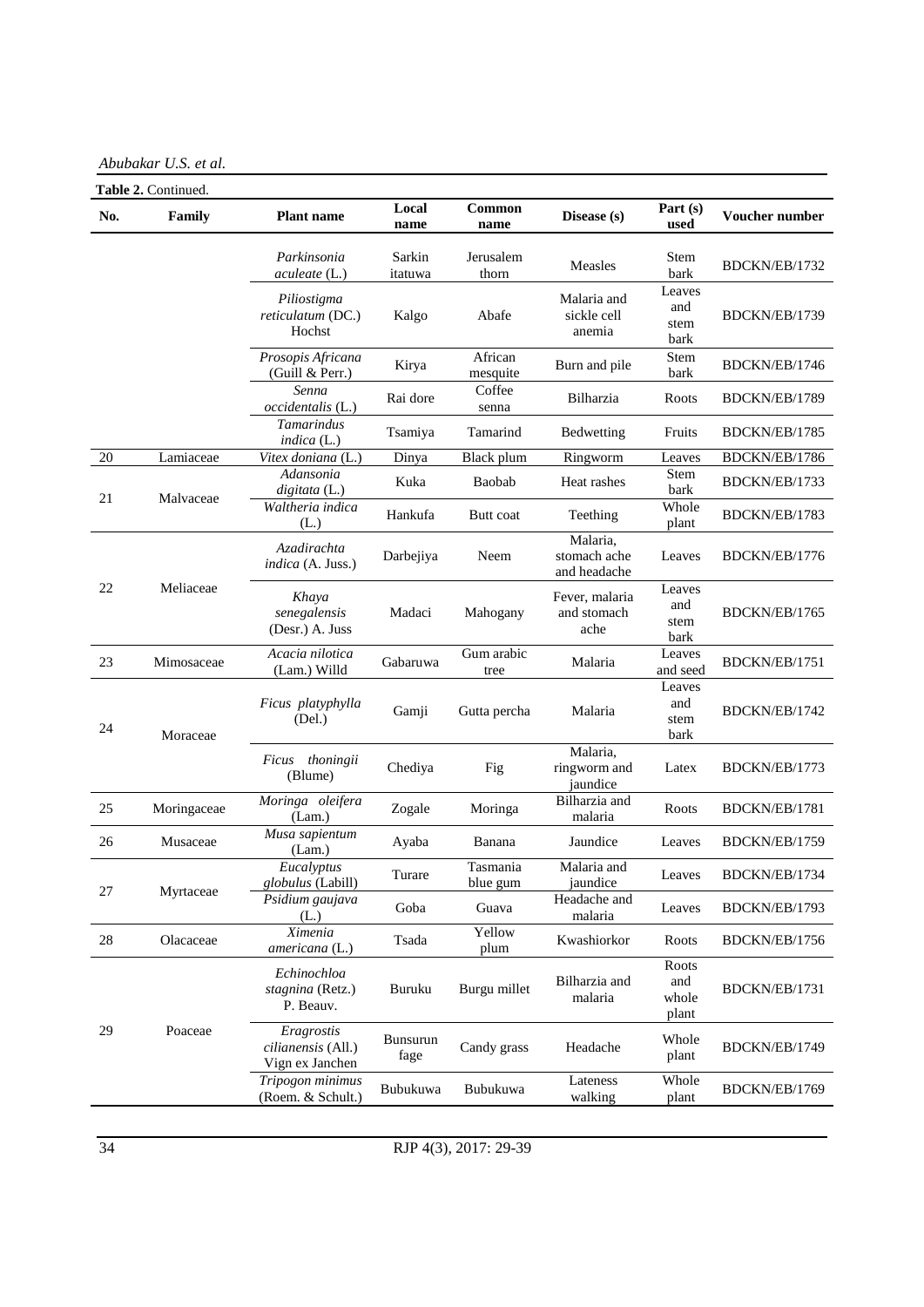**Table 2.** Continued.

| No. | Family | Plant name | Local name | Common name | Disease (s) | Part (s) used | Voucher number |
|---|---|---|---|---|---|---|---|
| | | *Parkinsonia aculeate* (L.) | Sarkin itatuwa | Jerusalem thorn | Measles | Stem bark | BDCKN/EB/1732 |
| | | *Piliostigma reticulatum* (DC.) Hochst | Kalgo | Abafe | Malaria and sickle cell anemia | Leaves and stem bark | BDCKN/EB/1739 |
| | | *Prosopis Africana* (Guill & Perr.) | Kirya | African mesquite | Burn and pile | Stem bark | BDCKN/EB/1746 |
| | | *Senna occidentalis* (L.) | Rai dore | Coffee senna | Bilharzia | Roots | BDCKN/EB/1789 |
| | | *Tamarindus indica* (L.) | Tsamiya | Tamarind | Bedwetting | Fruits | BDCKN/EB/1785 |
| 20 | Lamiaceae | *Vitex doniana* (L.) | Dinya | Black plum | Ringworm | Leaves | BDCKN/EB/1786 |
| 21 | Malvaceae | *Adansonia digitata* (L.) | Kuka | Baobab | Heat rashes | Stem bark | BDCKN/EB/1733 |
| | | *Waltheria indica* (L.) | Hankufa | Butt coat | Teething | Whole plant | BDCKN/EB/1783 |
| 22 | Meliaceae | *Azadirachta indica* (A. Juss.) | Darbejiya | Neem | Malaria, stomach ache and headache | Leaves | BDCKN/EB/1776 |
| | | *Khaya senegalensis* (Desr.) A. Juss | Madaci | Mahogany | Fever, malaria and stomach ache | Leaves and stem bark | BDCKN/EB/1765 |
| 23 | Mimosaceae | *Acacia nilotica* (Lam.) Willd | Gabaruwa | Gum arabic tree | Malaria | Leaves and seed | BDCKN/EB/1751 |
| 24 | Moraceae | *Ficus platyphylla* (Del.) | Gamji | Gutta percha | Malaria | Leaves and stem bark | BDCKN/EB/1742 |
| | | *Ficus thoningii* (Blume) | Chediya | Fig | Malaria, ringworm and jaundice | Latex | BDCKN/EB/1773 |
| 25 | Moringaceae | *Moringa oleifera* (Lam.) | Zogale | Moringa | Bilharzia and malaria | Roots | BDCKN/EB/1781 |
| 26 | Musaceae | *Musa sapientum* (Lam.) | Ayaba | Banana | Jaundice | Leaves | BDCKN/EB/1759 |
| 27 | Myrtaceae | *Eucalyptus globulus* (Labill) | Turare | Tasmania blue gum | Malaria and jaundice | Leaves | BDCKN/EB/1734 |
| | | *Psidium gaujava* (L.) | Goba | Guava | Headache and malaria | Leaves | BDCKN/EB/1793 |
| 28 | Olacaceae | *Ximenia americana* (L.) | Tsada | Yellow plum | Kwashiorkor | Roots | BDCKN/EB/1756 |
| 29 | Poaceae | *Echinochloa stagnina* (Retz.) P. Beauv. | Buruku | Burgu millet | Bilharzia and malaria | Roots and whole plant | BDCKN/EB/1731 |
| | | *Eragrostis cilianensis* (All.) Vign ex Janchen | Bunsurun fage | Candy grass | Headache | Whole plant | BDCKN/EB/1749 |
| | | *Tripogon minimus* (Roem. & Schult.) | Bubukuwa | Bubukuwa | Lateness walking | Whole plant | BDCKN/EB/1769 |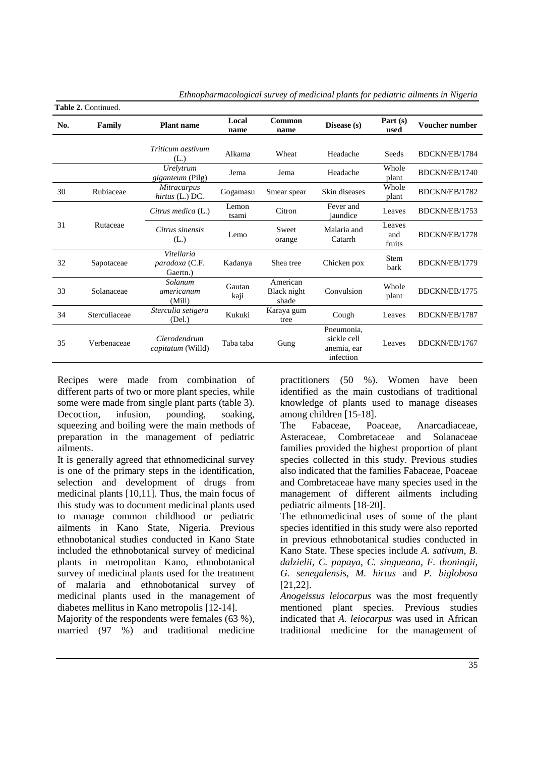**Table 2.** Continued.

| No. | Family | Plant name | Local name | Common name | Disease (s) | Part (s) used | Voucher number |
|---|---|---|---|---|---|---|---|
| | | *Triticum aestivum* (L.) | Alkama | Wheat | Headache | Seeds | BDCKN/EB/1784 |
| | | *Urelytrum giganteum* (Pilg) | Jema | Jema | Headache | Whole plant | BDCKN/EB/1740 |
| 30 | Rubiaceae | *Mitracarpus hirtus* (L.) DC. | Gogamasu | Smear spear | Skin diseases | Whole plant | BDCKN/EB/1782 |
| 31 | Rutaceae | *Citrus medica* (L.) | Lemon tsami | Citron | Fever and jaundice | Leaves | BDCKN/EB/1753 |
| | | *Citrus sinensis* (L.) | Lemo | Sweet orange | Malaria and Catarrh | Leaves and fruits | BDCKN/EB/1778 |
| 32 | Sapotaceae | *Vitellaria paradoxa* (C.F. Gaertn.) | Kadanya | Shea tree | Chicken pox | Stem bark | BDCKN/EB/1779 |
| 33 | Solanaceae | *Solanum americanum* (Mill) | Gautan kaji | American Black night shade | Convulsion | Whole plant | BDCKN/EB/1775 |
| 34 | Sterculiaceae | *Sterculia setigera* (Del.) | Kukuki | Karaya gum tree | Cough | Leaves | BDCKN/EB/1787 |
| 35 | Verbenaceae | *Clerodendrum capitatum* (Willd) | Taba taba | Gung | Pneumonia, sickle cell anemia, ear infection | Leaves | BDCKN/EB/1767 |

Recipes were made from combination of different parts of two or more plant species, while some were made from single plant parts (table 3). Decoction, infusion, pounding, soaking, squeezing and boiling were the main methods of preparation in the management of pediatric ailments.

It is generally agreed that ethnomedicinal survey is one of the primary steps in the identification, selection and development of drugs from medicinal plants [10,11]. Thus, the main focus of this study was to document medicinal plants used to manage common childhood or pediatric ailments in Kano State, Nigeria. Previous ethnobotanical studies conducted in Kano State included the ethnobotanical survey of medicinal plants in metropolitan Kano, ethnobotanical survey of medicinal plants used for the treatment of malaria and ethnobotanical survey of medicinal plants used in the management of diabetes mellitus in Kano metropolis [12-14].

Majority of the respondents were females (63 %), married (97 %) and traditional medicine practitioners (50 %). Women have been identified as the main custodians of traditional knowledge of plants used to manage diseases among children [15-18].

The Fabaceae, Poaceae, Anarcadiaceae, Asteraceae, Combretaceae and Solanaceae families provided the highest proportion of plant species collected in this study. Previous studies also indicated that the families Fabaceae, Poaceae and Combretaceae have many species used in the management of different ailments including pediatric ailments [18-20].

The ethnomedicinal uses of some of the plant species identified in this study were also reported in previous ethnobotanical studies conducted in Kano State. These species include *A. sativum, B. dalzielii, C. papaya, C. singueana, F. thoningii, G. senegalensis, M. hirtus* and *P. biglobosa* [21,22].

*Anogeissus leiocarpus* was the most frequently mentioned plant species. Previous studies indicated that *A. leiocarpus* was used in African traditional medicine for the management of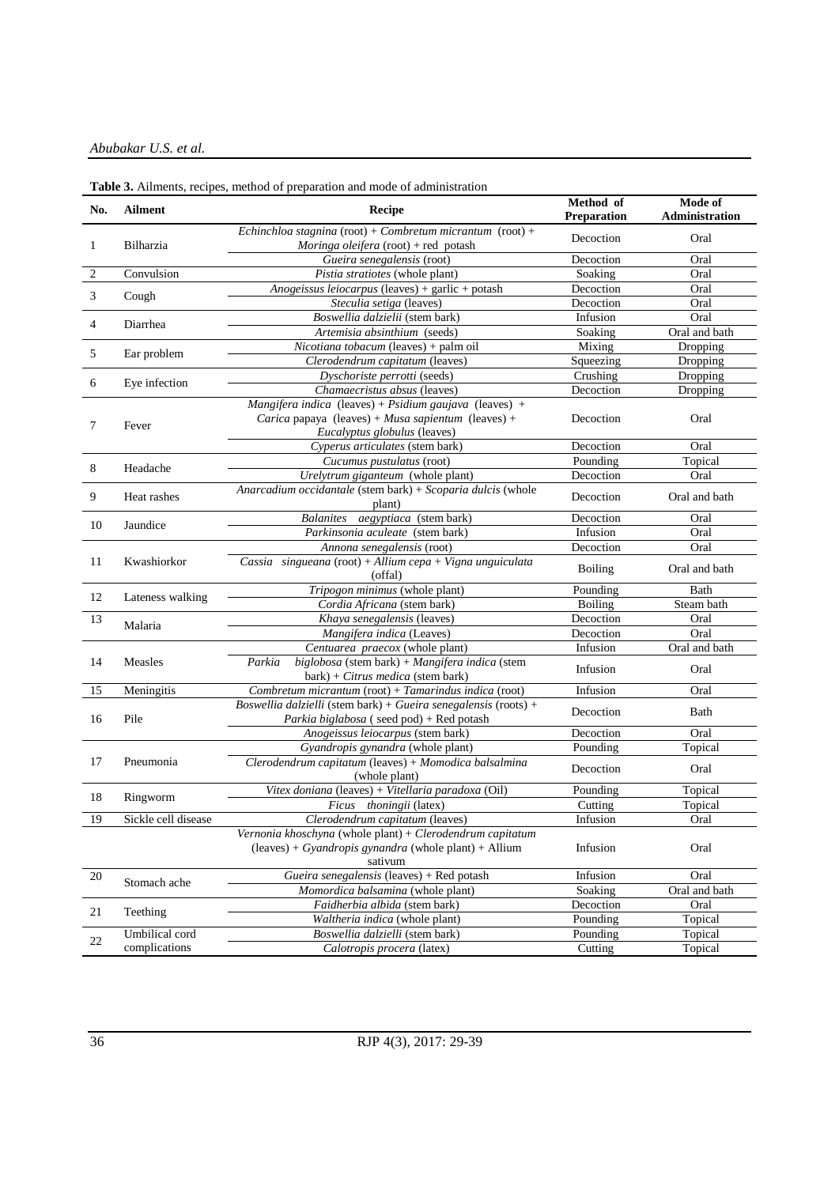**Table 3.** Ailments, recipes, method of preparation and mode of administration

| No. | Ailment | Recipe | Method of Preparation | Mode of Administration |
|---|---|---|---|---|
| 1 | Bilharzia | *Echinchloa stagnina* (root) + *Combretum micrantum* (root) + *Moringa oleifera* (root) + red potash | Decoction | Oral |
| | | *Gueira senegalensis* (root) | Decoction | Oral |
| 2 | Convulsion | *Pistia stratiotes* (whole plant) | Soaking | Oral |
| 3 | Cough | *Anogeissus leiocarpus* (leaves) + garlic + potash | Decoction | Oral |
| | | *Steculia setiga* (leaves) | Decoction | Oral |
| 4 | Diarrhea | *Boswellia dalzielii* (stem bark) | Infusion | Oral |
| | | *Artemisia absinthium* (seeds) | Soaking | Oral and bath |
| 5 | Ear problem | *Nicotiana tobacum* (leaves) + palm oil | Mixing | Dropping |
| | | *Clerodendrum capitatum* (leaves) | Squeezing | Dropping |
| 6 | Eye infection | *Dyschoriste perrotti* (seeds) | Crushing | Dropping |
| | | *Chamaecristus absus* (leaves) | Decoction | Dropping |
| 7 | Fever | *Mangifera indica* (leaves) + *Psidium gaujava* (leaves) + *Carica* papaya (leaves) + *Musa sapientum* (leaves) + *Eucalyptus globulus* (leaves) | Decoction | Oral |
| | | *Cyperus articulates* (stem bark) | Decoction | Oral |
| 8 | Headache | *Cucumus pustulatus* (root) | Pounding | Topical |
| | | *Urelytrum giganteum* (whole plant) | Decoction | Oral |
| 9 | Heat rashes | *Anarcadium occidantale* (stem bark) + *Scoparia dulcis* (whole plant) | Decoction | Oral and bath |
| 10 | Jaundice | *Balanites aegyptiaca* (stem bark) | Decoction | Oral |
| | | *Parkinsonia aculeate* (stem bark) | Infusion | Oral |
| 11 | Kwashiorkor | *Annona senegalensis* (root) | Decoction | Oral |
| | | *Cassia singueana* (root) + *Allium cepa* + *Vigna unguiculata* (offal) | Boiling | Oral and bath |
| 12 | Lateness walking | *Tripogon minimus* (whole plant) | Pounding | Bath |
| | | *Cordia Africana* (stem bark) | Boiling | Steam bath |
| 13 | Malaria | *Khaya senegalensis* (leaves) | Decoction | Oral |
| | | *Mangifera indica* (Leaves) | Decoction | Oral |
| 14 | Measles | *Centuarea praecox* (whole plant) | Infusion | Oral and bath |
| | | *Parkia biglobosa* (stem bark) + *Mangifera indica* (stem bark) + *Citrus medica* (stem bark) | Infusion | Oral |
| 15 | Meningitis | *Combretum micrantum* (root) + *Tamarindus indica* (root) | Infusion | Oral |
| 16 | Pile | *Boswellia dalzielli* (stem bark) + *Gueira senegalensis* (roots) + *Parkia biglabosa* ( seed pod) + Red potash | Decoction | Bath |
| | | *Anogeissus leiocarpus* (stem bark) | Decoction | Oral |
| 17 | Pneumonia | *Gyandropis gynandra* (whole plant) | Pounding | Topical |
| | | *Clerodendrum capitatum* (leaves) + *Momodica balsalmina* (whole plant) | Decoction | Oral |
| 18 | Ringworm | *Vitex doniana* (leaves) + *Vitellaria paradoxa* (Oil) | Pounding | Topical |
| | | *Ficus thoningii* (latex) | Cutting | Topical |
| 19 | Sickle cell disease | *Clerodendrum capitatum* (leaves) | Infusion | Oral |
| | | *Vernonia khoschyna* (whole plant) + *Clerodendrum capitatum* (leaves) + *Gyandropis gynandra* (whole plant) + Allium sativum | Infusion | Oral |
| 20 | Stomach ache | *Gueira senegalensis* (leaves) + Red potash | Infusion | Oral |
| | | *Momordica balsamina* (whole plant) | Soaking | Oral and bath |
| 21 | Teething | *Faidherbia albida* (stem bark) | Decoction | Oral |
| | | *Waltheria indica* (whole plant) | Pounding | Topical |
| 22 | Umbilical cord complications | *Boswellia dalzielli* (stem bark) | Pounding | Topical |
| | | *Calotropis procera* (latex) | Cutting | Topical |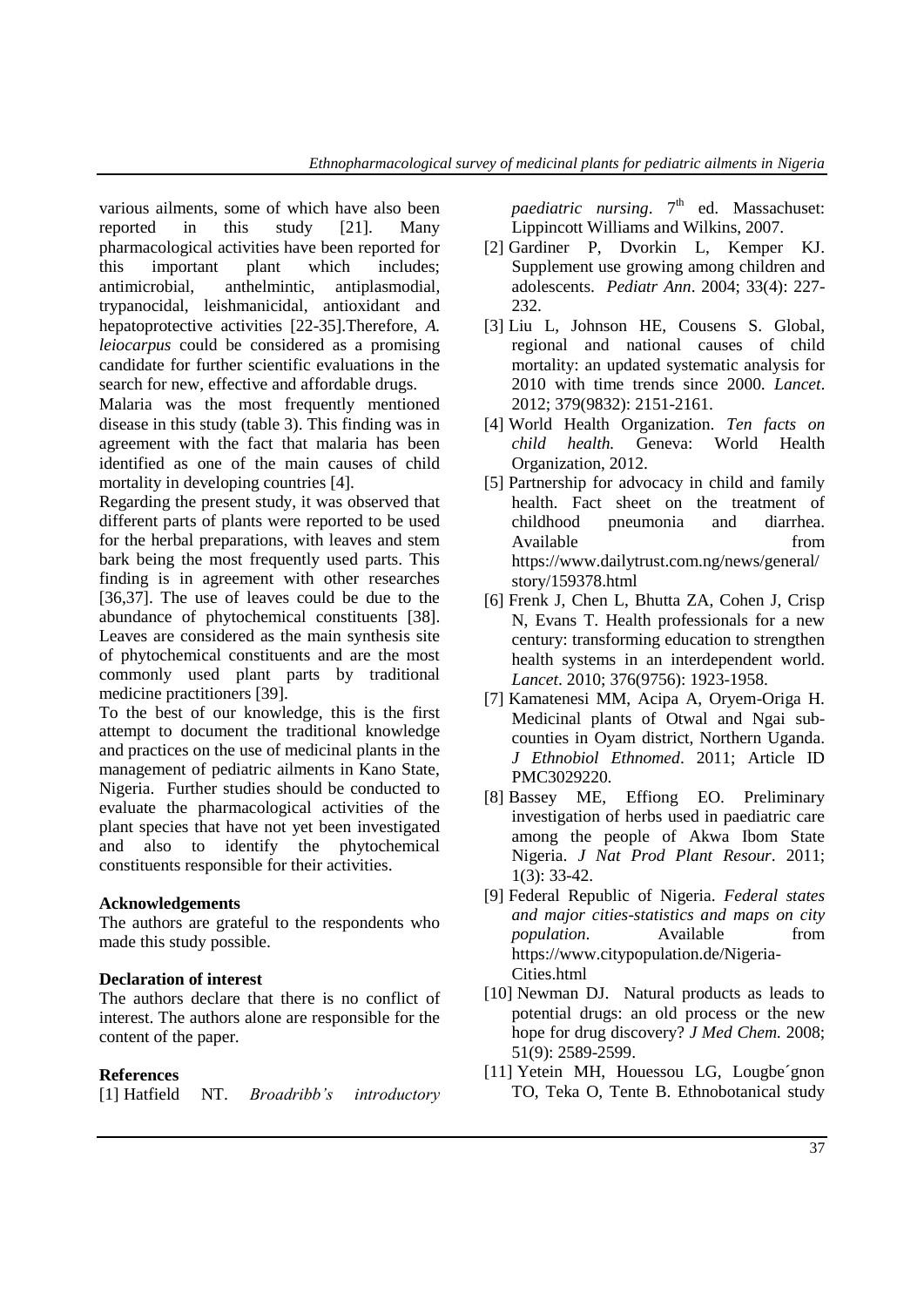various ailments, some of which have also been reported in this study [21]. Many pharmacological activities have been reported for this important plant which includes; antimicrobial, anthelmintic, antiplasmodial, trypanocidal, leishmanicidal, antioxidant and hepatoprotective activities [22-35].Therefore, *A. leiocarpus* could be considered as a promising candidate for further scientific evaluations in the search for new, effective and affordable drugs.

Malaria was the most frequently mentioned disease in this study (table 3). This finding was in agreement with the fact that malaria has been identified as one of the main causes of child mortality in developing countries [4].

Regarding the present study, it was observed that different parts of plants were reported to be used for the herbal preparations, with leaves and stem bark being the most frequently used parts. This finding is in agreement with other researches [36,37]. The use of leaves could be due to the abundance of phytochemical constituents [38]. Leaves are considered as the main synthesis site of phytochemical constituents and are the most commonly used plant parts by traditional medicine practitioners [39].

To the best of our knowledge, this is the first attempt to document the traditional knowledge and practices on the use of medicinal plants in the management of pediatric ailments in Kano State, Nigeria. Further studies should be conducted to evaluate the pharmacological activities of the plant species that have not yet been investigated and also to identify the phytochemical constituents responsible for their activities.

### Acknowledgements

The authors are grateful to the respondents who made this study possible.

### Declaration of interest

The authors declare that there is no conflict of interest. The authors alone are responsible for the content of the paper.

### References

[1] Hatfield NT. *Broadribb's introductory paediatric nursing*. 7th ed. Massachuset: Lippincott Williams and Wilkins, 2007.

[2] Gardiner P, Dvorkin L, Kemper KJ. Supplement use growing among children and adolescents. *Pediatr Ann*. 2004; 33(4): 227-232.

[3] Liu L, Johnson HE, Cousens S. Global, regional and national causes of child mortality: an updated systematic analysis for 2010 with time trends since 2000. *Lancet*. 2012; 379(9832): 2151-2161.

[4] World Health Organization. *Ten facts on child health.* Geneva: World Health Organization, 2012.

[5] Partnership for advocacy in child and family health. Fact sheet on the treatment of childhood pneumonia and diarrhea. Available from https://www.dailytrust.com.ng/news/general/story/159378.html

[6] Frenk J, Chen L, Bhutta ZA, Cohen J, Crisp N, Evans T. Health professionals for a new century: transforming education to strengthen health systems in an interdependent world. *Lancet*. 2010; 376(9756): 1923-1958.

[7] Kamatenesi MM, Acipa A, Oryem-Origa H. Medicinal plants of Otwal and Ngai sub-counties in Oyam district, Northern Uganda. *J Ethnobiol Ethnomed*. 2011; Article ID PMC3029220.

[8] Bassey ME, Effiong EO. Preliminary investigation of herbs used in paediatric care among the people of Akwa Ibom State Nigeria. *J Nat Prod Plant Resour*. 2011; 1(3): 33-42.

[9] Federal Republic of Nigeria. *Federal states and major cities-statistics and maps on city population*. Available from https://www.citypopulation.de/Nigeria-Cities.html

[10] Newman DJ. Natural products as leads to potential drugs: an old process or the new hope for drug discovery? *J Med Chem.* 2008; 51(9): 2589-2599.

[11] Yetein MH, Houessou LG, Lougbe´gnon TO, Teka O, Tente B. Ethnobotanical study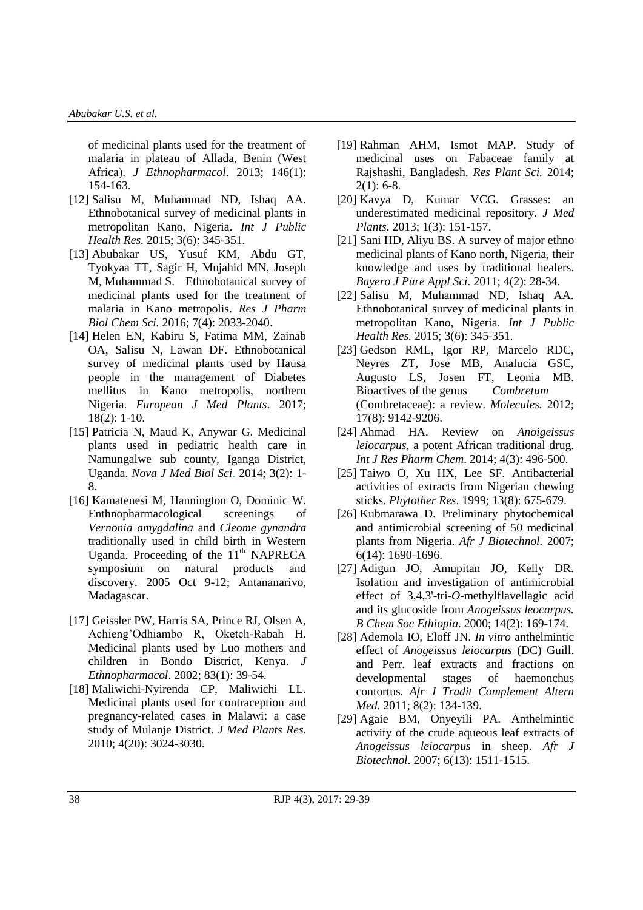of medicinal plants used for the treatment of malaria in plateau of Allada, Benin (West Africa). *J Ethnopharmacol*. 2013; 146(1): 154-163.

[12] Salisu M, Muhammad ND, Ishaq AA. Ethnobotanical survey of medicinal plants in metropolitan Kano, Nigeria. *Int J Public Health Res.* 2015; 3(6): 345-351.

[13] Abubakar US, Yusuf KM, Abdu GT, Tyokyaa TT, Sagir H, Mujahid MN, Joseph M, Muhammad S. Ethnobotanical survey of medicinal plants used for the treatment of malaria in Kano metropolis. *Res J Pharm Biol Chem Sci.* 2016; 7(4): 2033-2040.

[14] Helen EN, Kabiru S, Fatima MM, Zainab OA, Salisu N, Lawan DF. Ethnobotanical survey of medicinal plants used by Hausa people in the management of Diabetes mellitus in Kano metropolis, northern Nigeria. *European J Med Plants*. 2017; 18(2): 1-10.

[15] Patricia N, Maud K, Anywar G. Medicinal plants used in pediatric health care in Namungalwe sub county, Iganga District, Uganda. *Nova J Med Biol Sci*. 2014; 3(2): 1-8.

[16] Kamatenesi M, Hannington O, Dominic W. Enthnopharmacological screenings of *Vernonia amygdalina* and *Cleome gynandra* traditionally used in child birth in Western Uganda. Proceeding of the 11th NAPRECA symposium on natural products and discovery. 2005 Oct 9-12; Antananarivo, Madagascar.

[17] Geissler PW, Harris SA, Prince RJ, Olsen A, Achieng'Odhiambo R, Oketch-Rabah H. Medicinal plants used by Luo mothers and children in Bondo District, Kenya. *J Ethnopharmacol*. 2002; 83(1): 39-54.

[18] Maliwichi-Nyirenda CP, Maliwichi LL. Medicinal plants used for contraception and pregnancy-related cases in Malawi: a case study of Mulanje District. *J Med Plants Res.* 2010; 4(20): 3024-3030.

[19] Rahman AHM, Ismot MAP. Study of medicinal uses on Fabaceae family at Rajshashi, Bangladesh. *Res Plant Sci.* 2014; 2(1): 6-8.

[20] Kavya D, Kumar VCG. Grasses: an underestimated medicinal repository. *J Med Plants.* 2013; 1(3): 151-157.

[21] Sani HD, Aliyu BS. A survey of major ethno medicinal plants of Kano north, Nigeria, their knowledge and uses by traditional healers. *Bayero J Pure Appl Sci*. 2011; 4(2): 28-34.

[22] Salisu M, Muhammad ND, Ishaq AA. Ethnobotanical survey of medicinal plants in metropolitan Kano, Nigeria. *Int J Public Health Res.* 2015; 3(6): 345-351.

[23] Gedson RML, Igor RP, Marcelo RDC, Neyres ZT, Jose MB, Analucia GSC, Augusto LS, Josen FT, Leonia MB. Bioactives of the genus *Combretum* (Combretaceae): a review. *Molecules.* 2012; 17(8): 9142-9206.

[24] Ahmad HA. Review on *Anoigeissus leiocarpus*, a potent African traditional drug. *Int J Res Pharm Chem*. 2014; 4(3): 496-500.

[25] Taiwo O, Xu HX, Lee SF. Antibacterial activities of extracts from Nigerian chewing sticks. *Phytother Res*. 1999; 13(8): 675-679.

[26] Kubmarawa D. Preliminary phytochemical and antimicrobial screening of 50 medicinal plants from Nigeria. *Afr J Biotechnol.* 2007; 6(14): 1690-1696.

[27] Adigun JO, Amupitan JO, Kelly DR. Isolation and investigation of antimicrobial effect of 3,4,3'-tri-*O*-methylflavellagic acid and its glucoside from *Anogeissus leocarpus. B Chem Soc Ethiopia*. 2000; 14(2): 169-174.

[28] Ademola IO, Eloff JN. *In vitro* anthelmintic effect of *Anogeissus leiocarpus* (DC) Guill. and Perr. leaf extracts and fractions on developmental stages of haemonchus contortus. *Afr J Tradit Complement Altern Med.* 2011; 8(2): 134-139.

[29] Agaie BM, Onyeyili PA. Anthelmintic activity of the crude aqueous leaf extracts of *Anogeissus leiocarpus* in sheep. *Afr J Biotechnol*. 2007; 6(13): 1511-1515.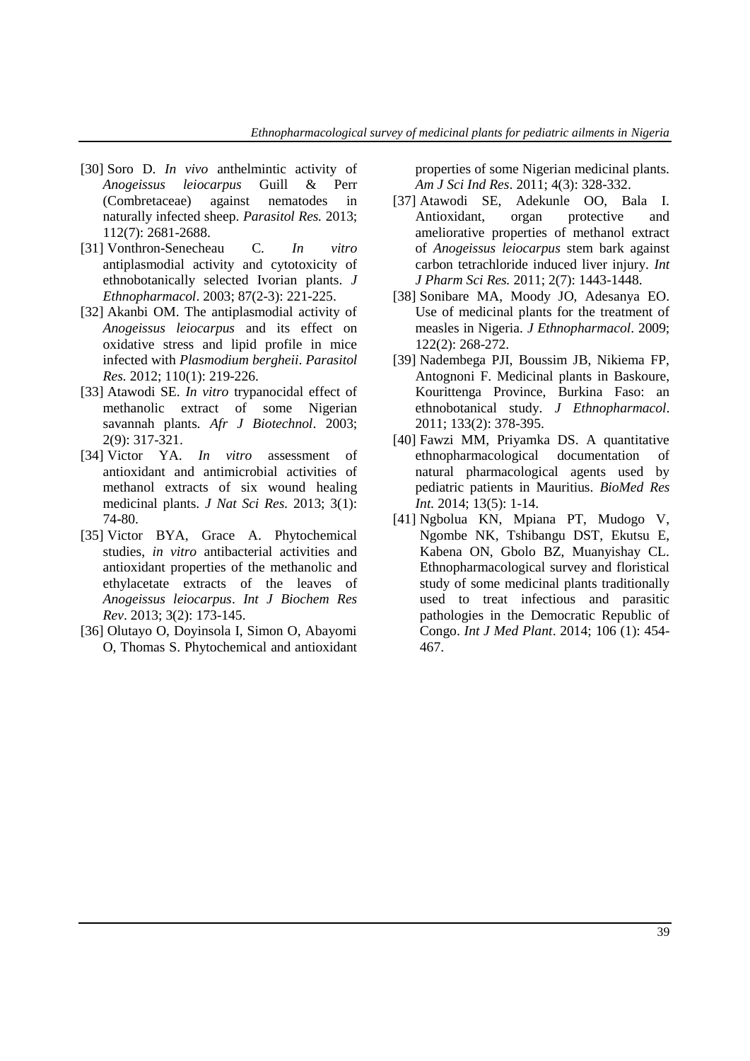[30] Soro D. *In vivo* anthelmintic activity of *Anogeissus leiocarpus* Guill & Perr (Combretaceae) against nematodes in naturally infected sheep. *Parasitol Res.* 2013; 112(7): 2681-2688.

[31] Vonthron-Senecheau C. *In vitro* antiplasmodial activity and cytotoxicity of ethnobotanically selected Ivorian plants. *J Ethnopharmacol*. 2003; 87(2-3): 221-225.

[32] Akanbi OM. The antiplasmodial activity of *Anogeissus leiocarpus* and its effect on oxidative stress and lipid profile in mice infected with *Plasmodium bergheii*. *Parasitol Res.* 2012; 110(1): 219-226.

[33] Atawodi SE. *In vitro* trypanocidal effect of methanolic extract of some Nigerian savannah plants. *Afr J Biotechnol*. 2003; 2(9): 317-321.

[34] Victor YA. *In vitro* assessment of antioxidant and antimicrobial activities of methanol extracts of six wound healing medicinal plants. *J Nat Sci Res.* 2013; 3(1): 74-80.

[35] Victor BYA, Grace A. Phytochemical studies, *in vitro* antibacterial activities and antioxidant properties of the methanolic and ethylacetate extracts of the leaves of *Anogeissus leiocarpus*. *Int J Biochem Res Rev*. 2013; 3(2): 173-145.

[36] Olutayo O, Doyinsola I, Simon O, Abayomi O, Thomas S. Phytochemical and antioxidant properties of some Nigerian medicinal plants. *Am J Sci Ind Res*. 2011; 4(3): 328-332.

[37] Atawodi SE, Adekunle OO, Bala I. Antioxidant, organ protective and ameliorative properties of methanol extract of *Anogeissus leiocarpus* stem bark against carbon tetrachloride induced liver injury. *Int J Pharm Sci Res.* 2011; 2(7): 1443-1448.

[38] Sonibare MA, Moody JO, Adesanya EO. Use of medicinal plants for the treatment of measles in Nigeria. *J Ethnopharmacol*. 2009; 122(2): 268-272.

[39] Nadembega PJI, Boussim JB, Nikiema FP, Antognoni F. Medicinal plants in Baskoure, Kourittenga Province, Burkina Faso: an ethnobotanical study. *J Ethnopharmacol*. 2011; 133(2): 378-395.

[40] Fawzi MM, Priyamka DS. A quantitative ethnopharmacological documentation of natural pharmacological agents used by pediatric patients in Mauritius. *BioMed Res Int.* 2014; 13(5): 1-14.

[41] Ngbolua KN, Mpiana PT, Mudogo V, Ngombe NK, Tshibangu DST, Ekutsu E, Kabena ON, Gbolo BZ, Muanyishay CL. Ethnopharmacological survey and floristical study of some medicinal plants traditionally used to treat infectious and parasitic pathologies in the Democratic Republic of Congo. *Int J Med Plant*. 2014; 106 (1): 454-467.